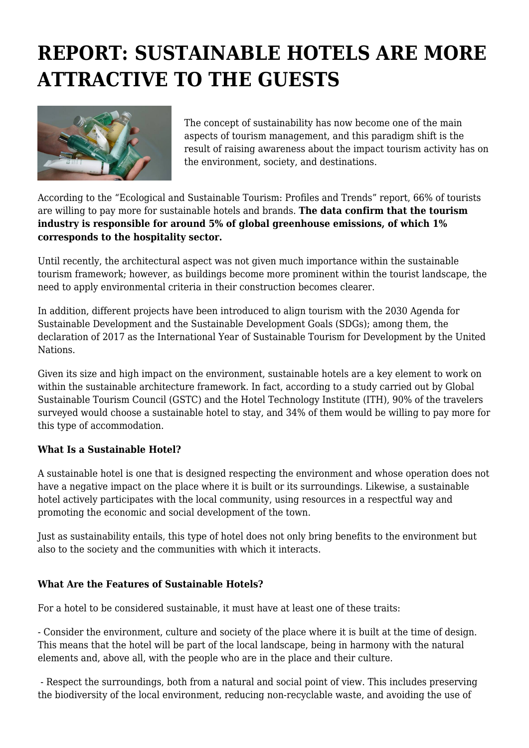# REPORT: SUSTAINABLE HOTELS ARE MORE ATTRACTIVE TO THE GUESTS

The concept of sustainability has now become one of the main aspects of tourism management, and this paradigm shift is the result of raising awareness about the impact tourism activity has on the environment, society, and destinations.

According to the "Ecological and Sustainable Tourism: Profiles and Trends" report, 66% of tourists are willing to pay more for sustainable hotels and brands. **The data confirm that the tourism industry is responsible for around 5% of global greenhouse emissions, of which 1% corresponds to the hospitality sector.**

Until recently, the architectural aspect was not given much importance within the sustainable tourism framework; however, as buildings become more prominent within the tourist landscape, the need to apply environmental criteria in their construction becomes clearer.

In addition, different projects have been introduced to align tourism with the 2030 Agenda for Sustainable Development and the Sustainable Development Goals (SDGs); among them, the declaration of 2017 as the International Year of Sustainable Tourism for Development by the United Nations.

Given its size and high impact on the environment, sustainable hotels are a key element to work on within the sustainable architecture framework. In fact, according to a study carried out by Global Sustainable Tourism Council (GSTC) and the Hotel Technology Institute (ITH), 90% of the travelers surveyed would choose a sustainable hotel to stay, and 34% of them would be willing to pay more for this type of accommodation.

**What Is a Sustainable Hotel?**

A sustainable hotel is one that is designed respecting the environment and whose operation does not have a negative impact on the place where it is built or its surroundings. Likewise, a sustainable hotel actively participates with the local community, using resources in a respectful way and promoting the economic and social development of the town.

Just as sustainability entails, this type of hotel does not only bring benefits to the environment but also to the society and the communities with which it interacts.

**What Are the Features of Sustainable Hotels?**

For a hotel to be considered sustainable, it must have at least one of these traits:

- Consider the environment, culture and society of the place where it is built at the time of design. This means that the hotel will be part of the local landscape, being in harmony with the natural elements and, above all, with the people who are in the place and their culture.

- Respect the surroundings, both from a natural and social point of view. This includes preserving the biodiversity of the local environment, reducing non-recyclable waste, and avoiding the use of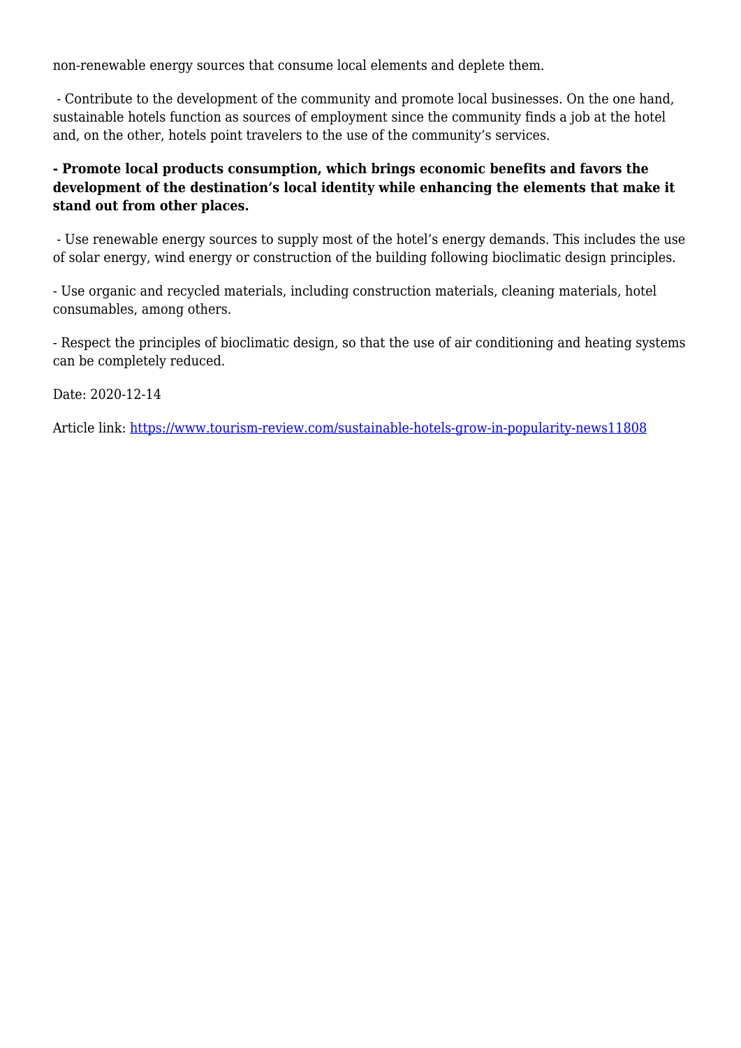non-renewable energy sources that consume local elements and deplete them.

- Contribute to the development of the community and promote local businesses. On the one hand, sustainable hotels function as sources of employment since the community finds a job at the hotel and, on the other, hotels point travelers to the use of the community's services.

**- Promote local products consumption, which brings economic benefits and favors the development of the destination's local identity while enhancing the elements that make it stand out from other places.**

- Use renewable energy sources to supply most of the hotel's energy demands. This includes the use of solar energy, wind energy or construction of the building following bioclimatic design principles.

- Use organic and recycled materials, including construction materials, cleaning materials, hotel consumables, among others.

- Respect the principles of bioclimatic design, so that the use of air conditioning and heating systems can be completely reduced.

Date: 2020-12-14

Article link: [https://www.tourism-review.com/sustainable-hotels-grow-in-popularity-news11808](https://www.tourism-review.com/sustainable-hotels-grow-in-popularity-news11808)